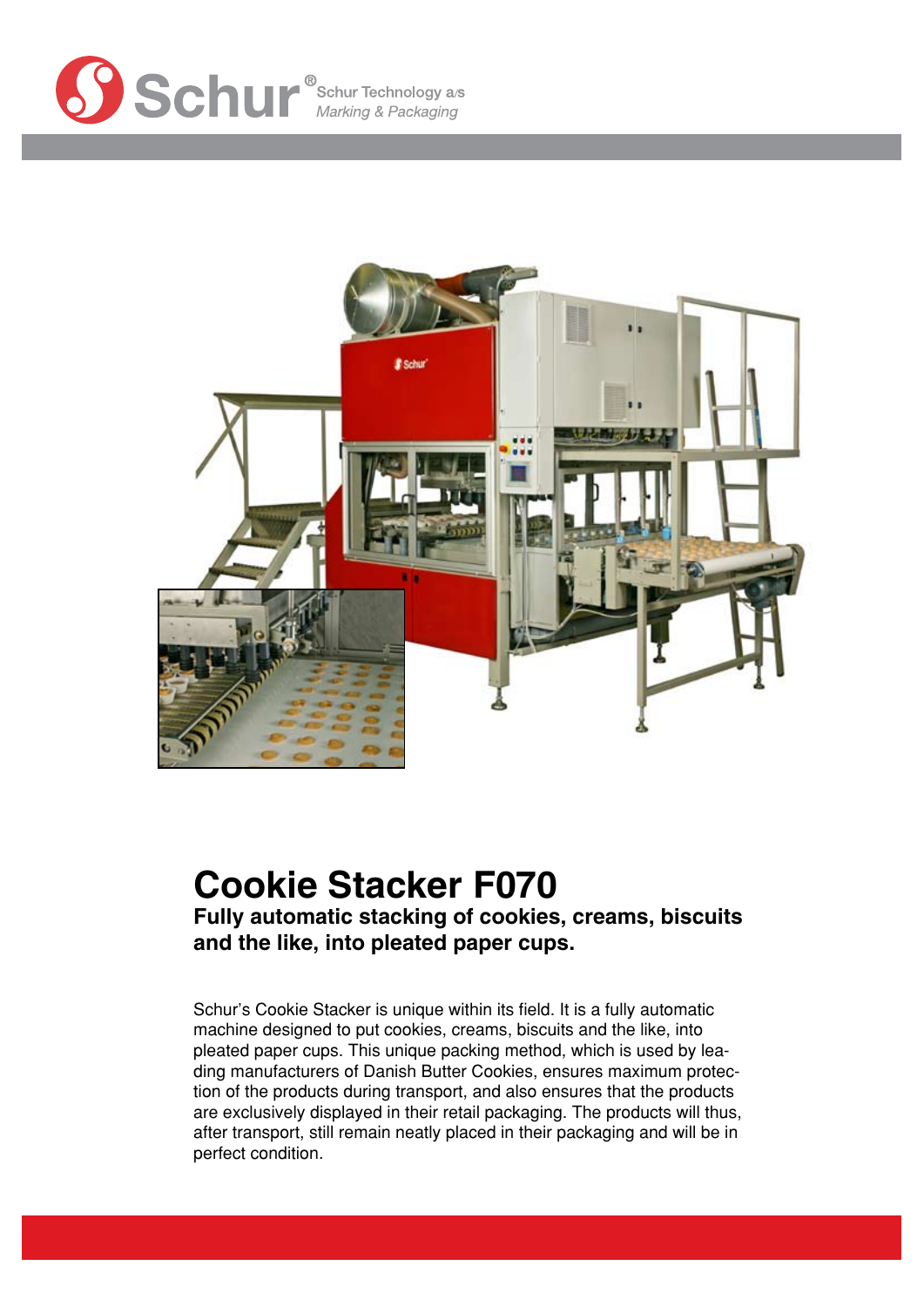Schur® Schur Technology a/s
*Marking & Packaging*

# Cookie Stacker F070

**Fully automatic stacking of cookies, creams, biscuits and the like, into pleated paper cups.**

Schur's Cookie Stacker is unique within its field. It is a fully automatic machine designed to put cookies, creams, biscuits and the like, into pleated paper cups. This unique packing method, which is used by leading manufacturers of Danish Butter Cookies, ensures maximum protection of the products during transport, and also ensures that the products are exclusively displayed in their retail packaging. The products will thus, after transport, still remain neatly placed in their packaging and will be in perfect condition.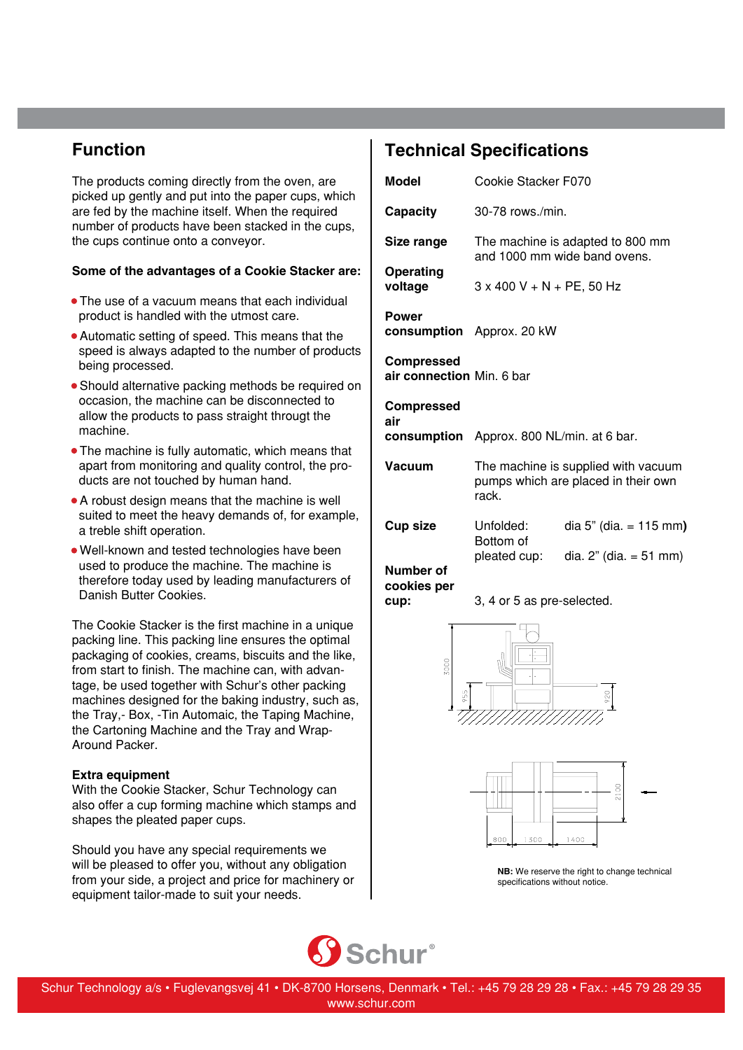## Function

The products coming directly from the oven, are picked up gently and put into the paper cups, which are fed by the machine itself. When the required number of products have been stacked in the cups, the cups continue onto a conveyor.

**Some of the advantages of a Cookie Stacker are:**

- The use of a vacuum means that each individual product is handled with the utmost care.
- Automatic setting of speed. This means that the speed is always adapted to the number of products being processed.
- Should alternative packing methods be required on occasion, the machine can be disconnected to allow the products to pass straight througt the machine.
- The machine is fully automatic, which means that apart from monitoring and quality control, the products are not touched by human hand.
- A robust design means that the machine is well suited to meet the heavy demands of, for example, a treble shift operation.
- Well-known and tested technologies have been used to produce the machine. The machine is therefore today used by leading manufacturers of Danish Butter Cookies.

The Cookie Stacker is the first machine in a unique packing line. This packing line ensures the optimal packaging of cookies, creams, biscuits and the like, from start to finish. The machine can, with advantage, be used together with Schur's other packing machines designed for the baking industry, such as, the Tray,- Box, -Tin Automaic, the Taping Machine, the Cartoning Machine and the Tray and Wrap-Around Packer.

**Extra equipment**
With the Cookie Stacker, Schur Technology can also offer a cup forming machine which stamps and shapes the pleated paper cups.

Should you have any special requirements we will be pleased to offer you, without any obligation from your side, a project and price for machinery or equipment tailor-made to suit your needs.

## Technical Specifications

| | |
|---|---|
| **Model** | Cookie Stacker F070 |
| **Capacity** | 30-78 rows./min. |
| **Size range** | The machine is adapted to 800 mm and 1000 mm wide band ovens. |
| **Operating voltage** | 3 x 400 V + N + PE, 50 Hz |
| **Power consumption** | Approx. 20 kW |
| **Compressed air connection** | Min. 6 bar |
| **Compressed air consumption** | Approx. 800 NL/min. at 6 bar. |
| **Vacuum** | The machine is supplied with vacuum pumps which are placed in their own rack. |
| **Cup size** | Unfolded: dia 5" (dia. = 115 mm) <br> Bottom of pleated cup: dia. 2" (dia. = 51 mm) |
| **Number of cookies per cup:** | 3, 4 or 5 as pre-selected. |

3000
955
920

2130
800
1300
1400

**NB:** We reserve the right to change technical specifications without notice.

Schur®

Schur Technology a/s • Fuglevangsvej 41 • DK-8700 Horsens, Denmark • Tel.: +45 79 28 29 28 • Fax.: +45 79 28 29 35
www.schur.com